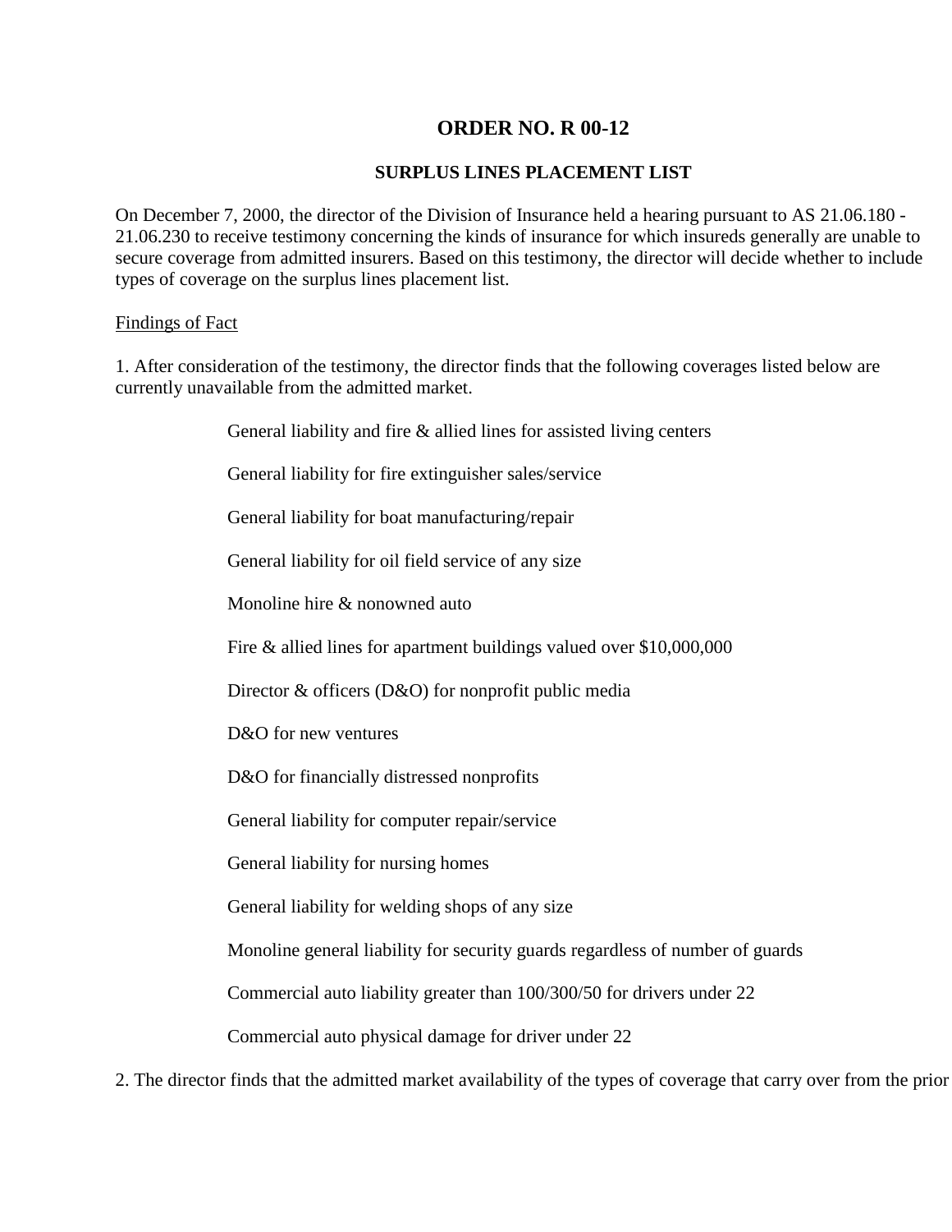# ORDER NO. R 00-12

## SURPLUS LINES PLACEMENT LIST

On December 7, 2000, the director of the Division of Insurance held a hearing pursuant to AS 21.06.180 - 21.06.230 to receive testimony concerning the kinds of insurance for which insureds generally are unable to secure coverage from admitted insurers. Based on this testimony, the director will decide whether to include types of coverage on the surplus lines placement list.

Findings of Fact

1. After consideration of the testimony, the director finds that the following coverages listed below are currently unavailable from the admitted market.

> General liability and fire & allied lines for assisted living centers
>
> General liability for fire extinguisher sales/service
>
> General liability for boat manufacturing/repair
>
> General liability for oil field service of any size
>
> Monoline hire & nonowned auto
>
> Fire & allied lines for apartment buildings valued over $10,000,000
>
> Director & officers (D&O) for nonprofit public media
>
> D&O for new ventures
>
> D&O for financially distressed nonprofits
>
> General liability for computer repair/service
>
> General liability for nursing homes
>
> General liability for welding shops of any size
>
> Monoline general liability for security guards regardless of number of guards
>
> Commercial auto liability greater than 100/300/50 for drivers under 22
>
> Commercial auto physical damage for driver under 22

2. The director finds that the admitted market availability of the types of coverage that carry over from the prior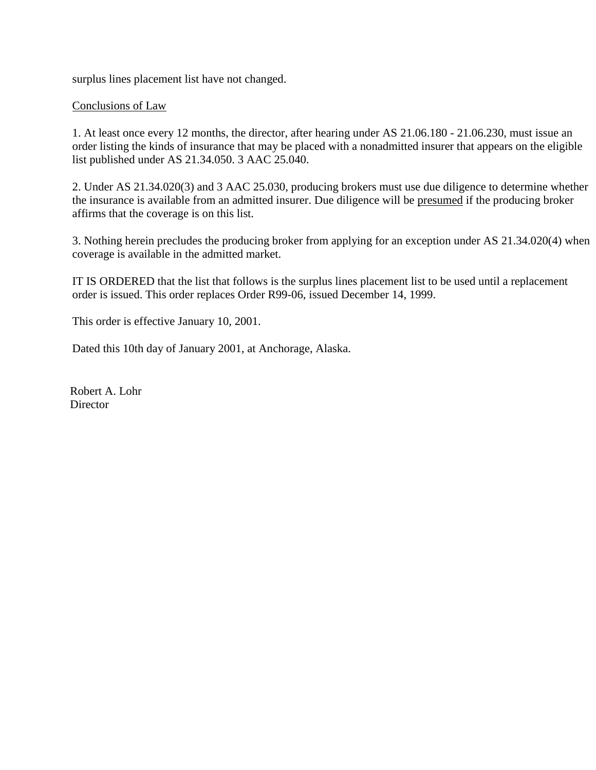surplus lines placement list have not changed.

<u>Conclusions of Law</u>

1. At least once every 12 months, the director, after hearing under AS 21.06.180 - 21.06.230, must issue an order listing the kinds of insurance that may be placed with a nonadmitted insurer that appears on the eligible list published under AS 21.34.050. 3 AAC 25.040.

2. Under AS 21.34.020(3) and 3 AAC 25.030, producing brokers must use due diligence to determine whether the insurance is available from an admitted insurer. Due diligence will be <u>presumed</u> if the producing broker affirms that the coverage is on this list.

3. Nothing herein precludes the producing broker from applying for an exception under AS 21.34.020(4) when coverage is available in the admitted market.

IT IS ORDERED that the list that follows is the surplus lines placement list to be used until a replacement order is issued. This order replaces Order R99-06, issued December 14, 1999.

This order is effective January 10, 2001.

Dated this 10th day of January 2001, at Anchorage, Alaska.

Robert A. Lohr
Director